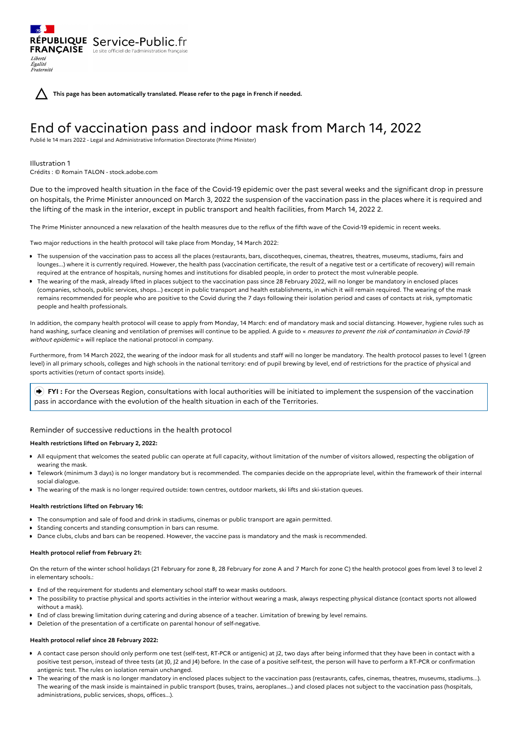RÉPUBLIQUE FRANÇAISE Service-Public.fr Le site officiel de l'administration française

Liberté
Égalité
Fraternité

**This page has been automatically translated. Please refer to the page in French if needed.**

# End of vaccination pass and indoor mask from March 14, 2022

Publié le 14 mars 2022 - Legal and Administrative Information Directorate (Prime Minister)

Illustration 1
Crédits : © Romain TALON - stock.adobe.com

Due to the improved health situation in the face of the Covid-19 epidemic over the past several weeks and the significant drop in pressure on hospitals, the Prime Minister announced on March 3, 2022 the suspension of the vaccination pass in the places where it is required and the lifting of the mask in the interior, except in public transport and health facilities, from March 14, 2022 2.

The Prime Minister announced a new relaxation of the health measures due to the reflux of the fifth wave of the Covid-19 epidemic in recent weeks.

Two major reductions in the health protocol will take place from Monday, 14 March 2022:

- The suspension of the vaccination pass to access all the places (restaurants, bars, discotheques, cinemas, theatres, theatres, museums, stadiums, fairs and lounges...) where it is currently required. However, the health pass (vaccination certificate, the result of a negative test or a certificate of recovery) will remain required at the entrance of hospitals, nursing homes and institutions for disabled people, in order to protect the most vulnerable people.
- The wearing of the mask, already lifted in places subject to the vaccination pass since 28 February 2022, will no longer be mandatory in enclosed places (companies, schools, public services, shops...) except in public transport and health establishments, in which it will remain required. The wearing of the mask remains recommended for people who are positive to the Covid during the 7 days following their isolation period and cases of contacts at risk, symptomatic people and health professionals.

In addition, the company health protocol will cease to apply from Monday, 14 March: end of mandatory mask and social distancing. However, hygiene rules such as hand washing, surface cleaning and ventilation of premises will continue to be applied. A guide to « *measures to prevent the risk of contamination in Covid-19 without epidemic* » will replace the national protocol in company.

Furthermore, from 14 March 2022, the wearing of the indoor mask for all students and staff will no longer be mandatory. The health protocol passes to level 1 (green level) in all primary schools, colleges and high schools in the national territory: end of pupil brewing by level, end of restrictions for the practice of physical and sports activities (return of contact sports inside).

**FYI :** For the Overseas Region, consultations with local authorities will be initiated to implement the suspension of the vaccination pass in accordance with the evolution of the health situation in each of the Territories.

## Reminder of successive reductions in the health protocol

**Health restrictions lifted on February 2, 2022:**

- All equipment that welcomes the seated public can operate at full capacity, without limitation of the number of visitors allowed, respecting the obligation of wearing the mask.
- Telework (minimum 3 days) is no longer mandatory but is recommended. The companies decide on the appropriate level, within the framework of their internal social dialogue.
- The wearing of the mask is no longer required outside: town centres, outdoor markets, ski lifts and ski-station queues.

**Health restrictions lifted on February 16:**

- The consumption and sale of food and drink in stadiums, cinemas or public transport are again permitted.
- Standing concerts and standing consumption in bars can resume.
- Dance clubs, clubs and bars can be reopened. However, the vaccine pass is mandatory and the mask is recommended.

**Health protocol relief from February 21:**

On the return of the winter school holidays (21 February for zone B, 28 February for zone A and 7 March for zone C) the health protocol goes from level 3 to level 2 in elementary schools.:

- End of the requirement for students and elementary school staff to wear masks outdoors.
- The possibility to practise physical and sports activities in the interior without wearing a mask, always respecting physical distance (contact sports not allowed without a mask).
- End of class brewing limitation during catering and during absence of a teacher. Limitation of brewing by level remains.
- Deletion of the presentation of a certificate on parental honour of self-negative.

**Health protocol relief since 28 February 2022:**

- A contact case person should only perform one test (self-test, RT-PCR or antigenic) at J2, two days after being informed that they have been in contact with a positive test person, instead of three tests (at J0, J2 and J4) before. In the case of a positive self-test, the person will have to perform a RT-PCR or confirmation antigenic test. The rules on isolation remain unchanged.
- The wearing of the mask is no longer mandatory in enclosed places subject to the vaccination pass (restaurants, cafes, cinemas, theatres, museums, stadiums...). The wearing of the mask inside is maintained in public transport (buses, trains, aeroplanes...) and closed places not subject to the vaccination pass (hospitals, administrations, public services, shops, offices...).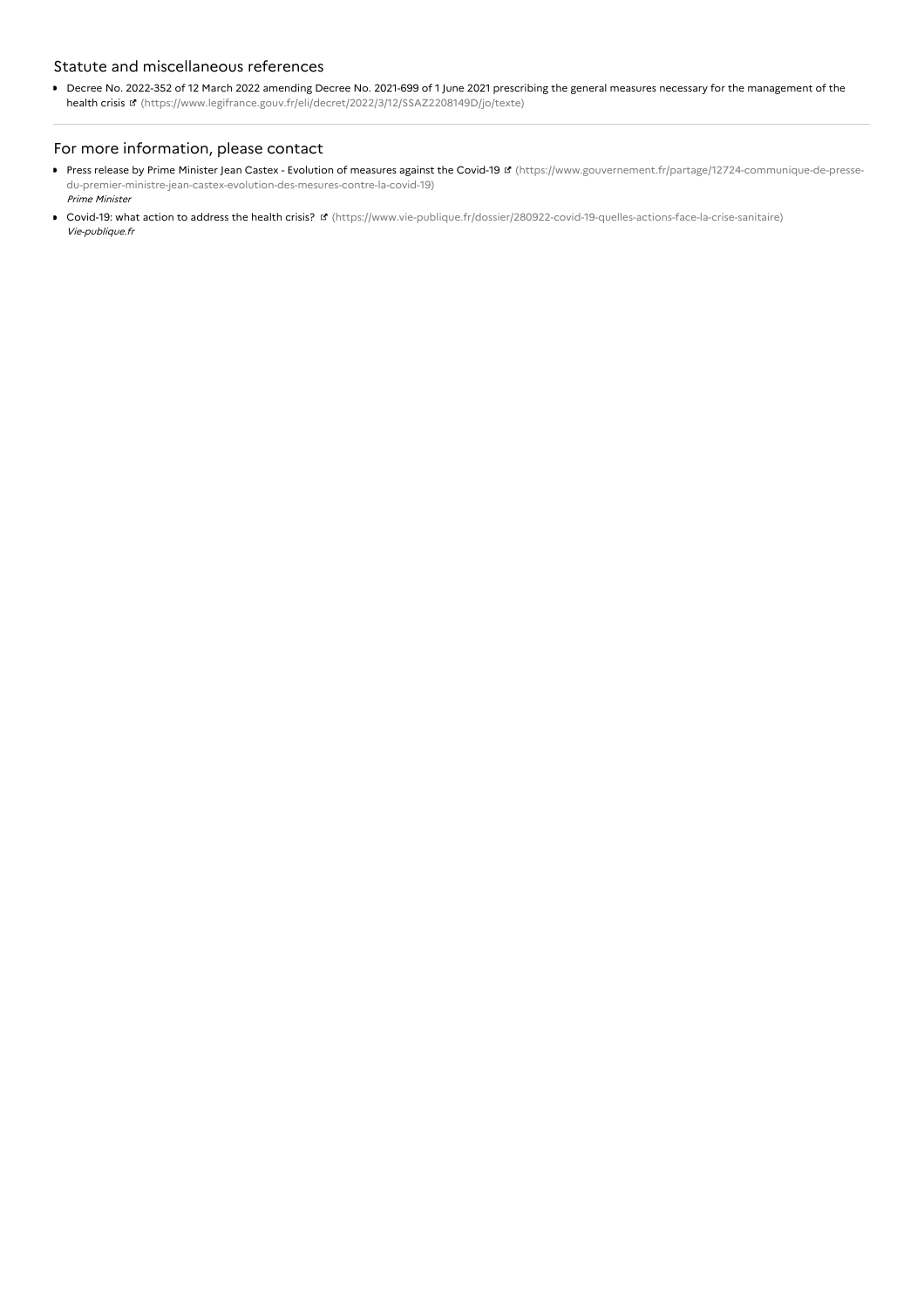## Statute and miscellaneous references

- Decree No. 2022-352 of 12 March 2022 amending Decree No. 2021-699 of 1 June 2021 prescribing the general measures necessary for the management of the health crisis (https://www.legifrance.gouv.fr/eli/decret/2022/3/12/SSAZ2208149D/jo/texte)

## For more information, please contact

- Press release by Prime Minister Jean Castex - Evolution of measures against the Covid-19 (https://www.gouvernement.fr/partage/12724-communique-de-presse-du-premier-ministre-jean-castex-evolution-des-mesures-contre-la-covid-19)
  *Prime Minister*
- Covid-19: what action to address the health crisis? (https://www.vie-publique.fr/dossier/280922-covid-19-quelles-actions-face-la-crise-sanitaire)
  *Vie-publique.fr*